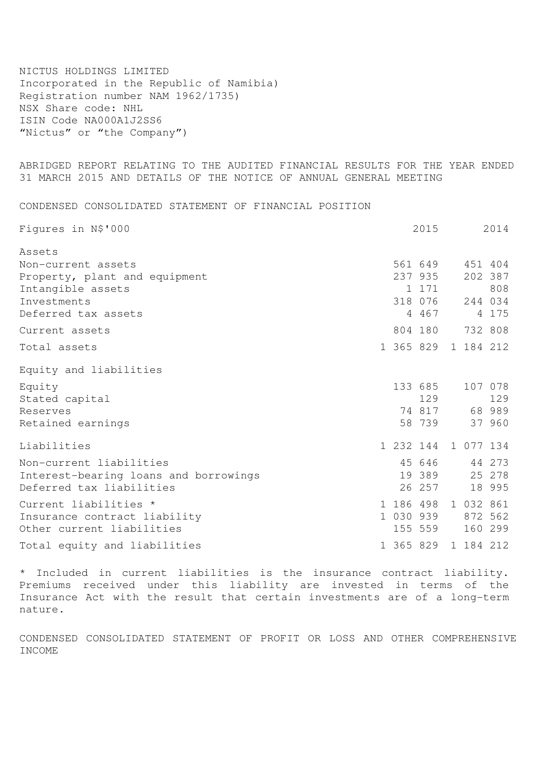NICTUS HOLDINGS LIMITED
Incorporated in the Republic of Namibia)
Registration number NAM 1962/1735)
NSX Share code: NHL
ISIN Code NA000A1J2SS6
“Nictus” or “the Company”)

ABRIDGED REPORT RELATING TO THE AUDITED FINANCIAL RESULTS FOR THE YEAR ENDED 31 MARCH 2015 AND DETAILS OF THE NOTICE OF ANNUAL GENERAL MEETING

CONDENSED CONSOLIDATED STATEMENT OF FINANCIAL POSITION

| Figures in N$'000 | 2015 | 2014 |
|---|---|---|
| Assets | | |
| Non-current assets | 561 649 | 451 404 |
| Property, plant and equipment | 237 935 | 202 387 |
| Intangible assets | 1 171 | 808 |
| Investments | 318 076 | 244 034 |
| Deferred tax assets | 4 467 | 4 175 |
| Current assets | 804 180 | 732 808 |
| Total assets | 1 365 829 | 1 184 212 |
| Equity and liabilities | | |
| Equity | 133 685 | 107 078 |
| Stated capital | 129 | 129 |
| Reserves | 74 817 | 68 989 |
| Retained earnings | 58 739 | 37 960 |
| Liabilities | 1 232 144 | 1 077 134 |
| Non-current liabilities | 45 646 | 44 273 |
| Interest-bearing loans and borrowings | 19 389 | 25 278 |
| Deferred tax liabilities | 26 257 | 18 995 |
| Current liabilities * | 1 186 498 | 1 032 861 |
| Insurance contract liability | 1 030 939 | 872 562 |
| Other current liabilities | 155 559 | 160 299 |
| Total equity and liabilities | 1 365 829 | 1 184 212 |

* Included in current liabilities is the insurance contract liability. Premiums received under this liability are invested in terms of the Insurance Act with the result that certain investments are of a long-term nature.

CONDENSED CONSOLIDATED STATEMENT OF PROFIT OR LOSS AND OTHER COMPREHENSIVE INCOME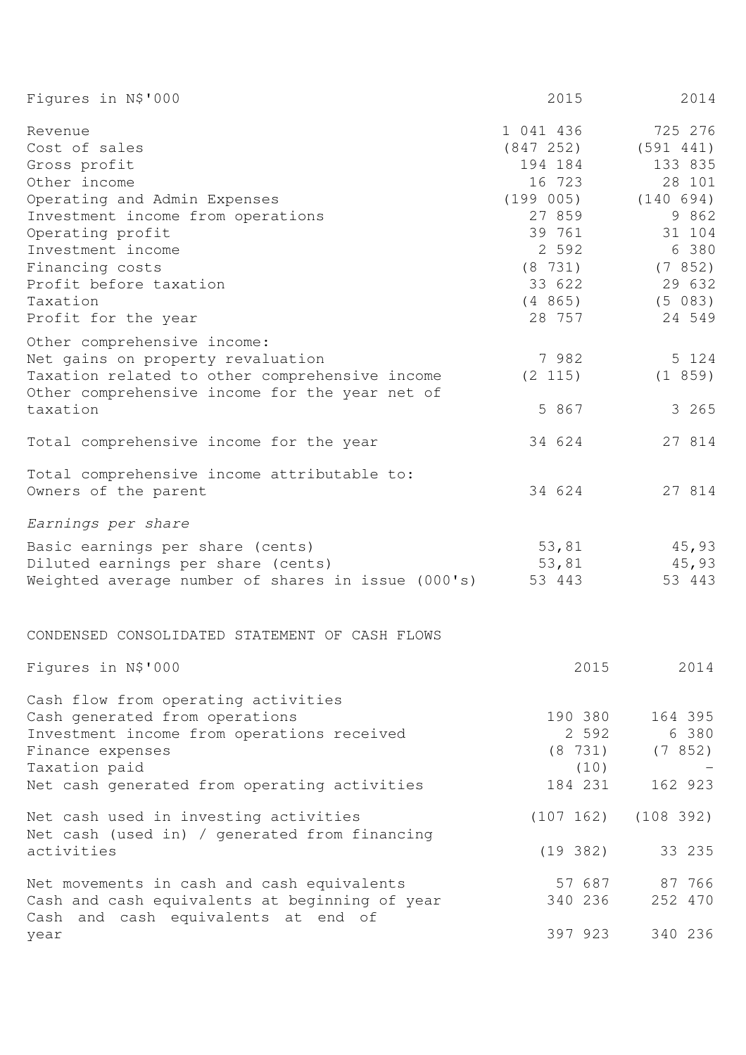| Figures in N$'000 | 2015 | 2014 |
|---|---|---|
| Revenue | 1 041 436 | 725 276 |
| Cost of sales | (847 252) | (591 441) |
| Gross profit | 194 184 | 133 835 |
| Other income | 16 723 | 28 101 |
| Operating and Admin Expenses | (199 005) | (140 694) |
| Investment income from operations | 27 859 | 9 862 |
| Operating profit | 39 761 | 31 104 |
| Investment income | 2 592 | 6 380 |
| Financing costs | (8 731) | (7 852) |
| Profit before taxation | 33 622 | 29 632 |
| Taxation | (4 865) | (5 083) |
| Profit for the year | 28 757 | 24 549 |
| Other comprehensive income: | | |
| Net gains on property revaluation | 7 982 | 5 124 |
| Taxation related to other comprehensive income | (2 115) | (1 859) |
| Other comprehensive income for the year net of taxation | 5 867 | 3 265 |
| Total comprehensive income for the year | 34 624 | 27 814 |
| Total comprehensive income attributable to: | | |
| Owners of the parent | 34 624 | 27 814 |
| *Earnings per share* | | |
| Basic earnings per share (cents) | 53,81 | 45,93 |
| Diluted earnings per share (cents) | 53,81 | 45,93 |
| Weighted average number of shares in issue (000's) | 53 443 | 53 443 |

## CONDENSED CONSOLIDATED STATEMENT OF CASH FLOWS

| Figures in N$'000 | 2015 | 2014 |
|---|---|---|
| Cash flow from operating activities | | |
| Cash generated from operations | 190 380 | 164 395 |
| Investment income from operations received | 2 592 | 6 380 |
| Finance expenses | (8 731) | (7 852) |
| Taxation paid | (10) | - |
| Net cash generated from operating activities | 184 231 | 162 923 |
| Net cash used in investing activities | (107 162) | (108 392) |
| Net cash (used in) / generated from financing activities | (19 382) | 33 235 |
| Net movements in cash and cash equivalents | 57 687 | 87 766 |
| Cash and cash equivalents at beginning of year | 340 236 | 252 470 |
| Cash and cash equivalents at end of year | 397 923 | 340 236 |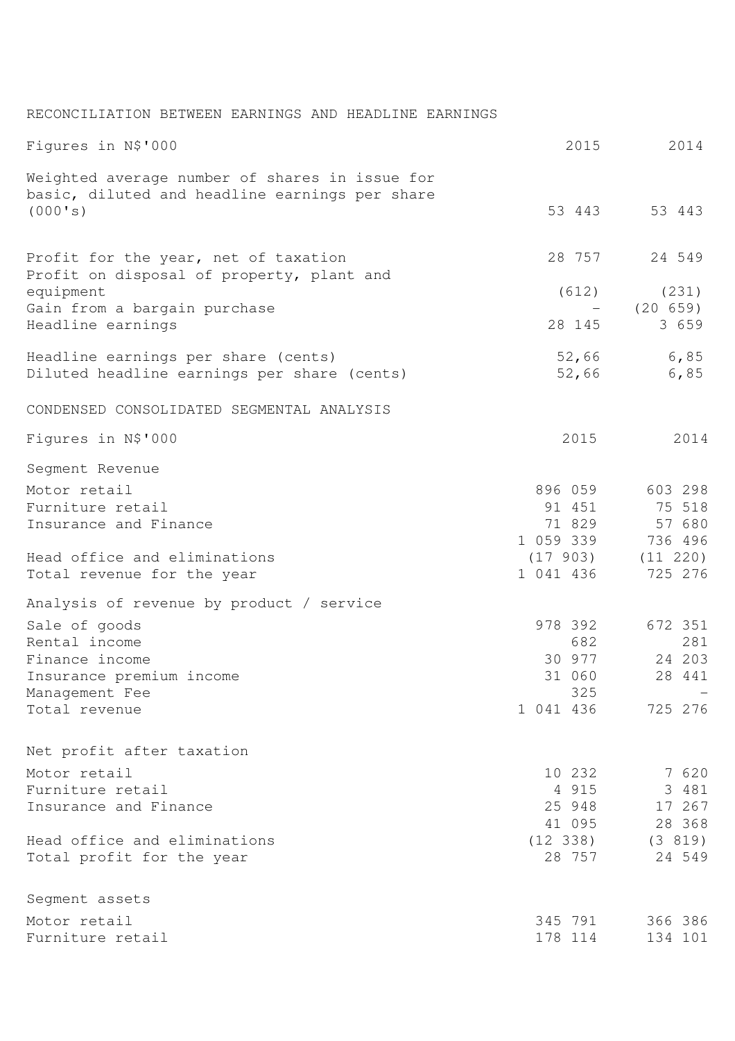## RECONCILIATION BETWEEN EARNINGS AND HEADLINE EARNINGS

| Figures in N$'000 | 2015 | 2014 |
|---|---|---|
| Weighted average number of shares in issue for basic, diluted and headline earnings per share (000's) | 53 443 | 53 443 |
| Profit for the year, net of taxation | 28 757 | 24 549 |
| Profit on disposal of property, plant and equipment | (612) | (231) |
| Gain from a bargain purchase | - | (20 659) |
| Headline earnings | 28 145 | 3 659 |
| Headline earnings per share (cents) | 52,66 | 6,85 |
| Diluted headline earnings per share (cents) | 52,66 | 6,85 |

## CONDENSED CONSOLIDATED SEGMENTAL ANALYSIS

| Figures in N$'000 | 2015 | 2014 |
|---|---|---|
| **Segment Revenue** | | |
| Motor retail | 896 059 | 603 298 |
| Furniture retail | 91 451 | 75 518 |
| Insurance and Finance | 71 829 | 57 680 |
| | 1 059 339 | 736 496 |
| Head office and eliminations | (17 903) | (11 220) |
| Total revenue for the year | 1 041 436 | 725 276 |
| **Analysis of revenue by product / service** | | |
| Sale of goods | 978 392 | 672 351 |
| Rental income | 682 | 281 |
| Finance income | 30 977 | 24 203 |
| Insurance premium income | 31 060 | 28 441 |
| Management Fee | 325 | - |
| Total revenue | 1 041 436 | 725 276 |
| **Net profit after taxation** | | |
| Motor retail | 10 232 | 7 620 |
| Furniture retail | 4 915 | 3 481 |
| Insurance and Finance | 25 948 | 17 267 |
| | 41 095 | 28 368 |
| Head office and eliminations | (12 338) | (3 819) |
| Total profit for the year | 28 757 | 24 549 |
| **Segment assets** | | |
| Motor retail | 345 791 | 366 386 |
| Furniture retail | 178 114 | 134 101 |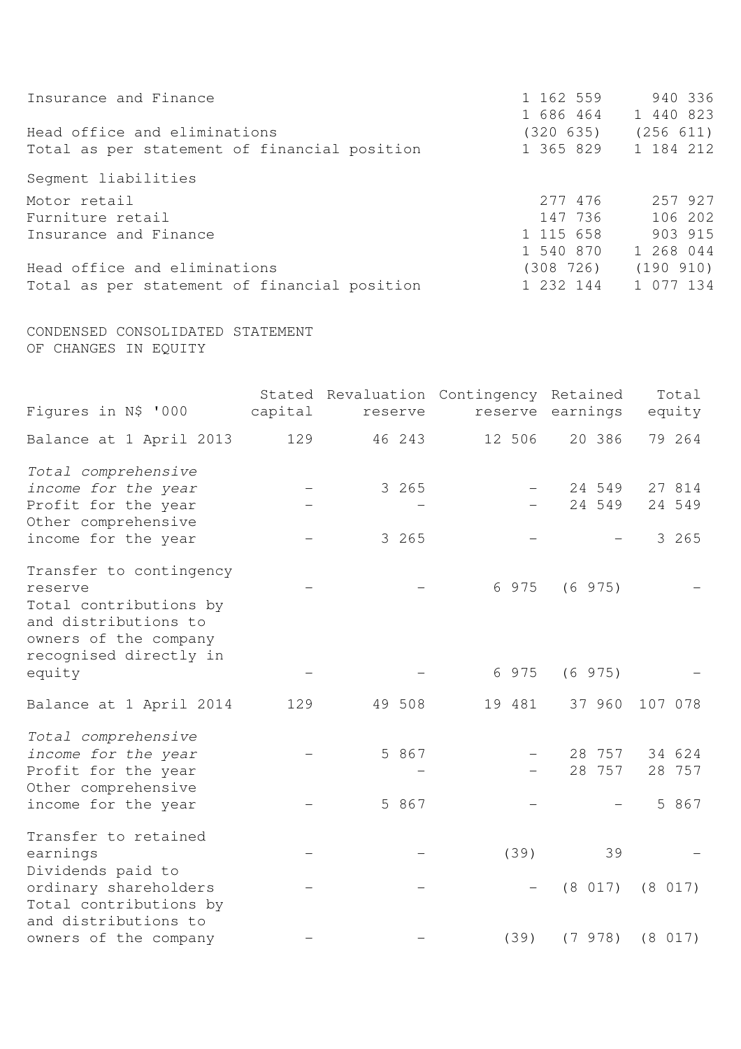| | | |
|---|---|---|
| Insurance and Finance | 1 162 559 | 940 336 |
| | 1 686 464 | 1 440 823 |
| Head office and eliminations | (320 635) | (256 611) |
| Total as per statement of financial position | 1 365 829 | 1 184 212 |

Segment liabilities

| | | |
|---|---|---|
| Motor retail | 277 476 | 257 927 |
| Furniture retail | 147 736 | 106 202 |
| Insurance and Finance | 1 115 658 | 903 915 |
| | 1 540 870 | 1 268 044 |
| Head office and eliminations | (308 726) | (190 910) |
| Total as per statement of financial position | 1 232 144 | 1 077 134 |

CONDENSED CONSOLIDATED STATEMENT OF CHANGES IN EQUITY

| Figures in N$ '000 | Stated capital | Revaluation reserve | Contingency reserve | Retained earnings | Total equity |
|---|---|---|---|---|---|
| Balance at 1 April 2013 | 129 | 46 243 | 12 506 | 20 386 | 79 264 |
| *Total comprehensive income for the year* | - | 3 265 | - | 24 549 | 27 814 |
| Profit for the year | - | - | - | 24 549 | 24 549 |
| Other comprehensive income for the year | - | 3 265 | - | - | 3 265 |
| Transfer to contingency reserve | - | - | 6 975 | (6 975) | - |
| Total contributions by and distributions to owners of the company recognised directly in equity | - | - | 6 975 | (6 975) | - |
| Balance at 1 April 2014 | 129 | 49 508 | 19 481 | 37 960 | 107 078 |
| *Total comprehensive income for the year* | - | 5 867 | - | 28 757 | 34 624 |
| Profit for the year | - | - | - | 28 757 | 28 757 |
| Other comprehensive income for the year | - | 5 867 | - | - | 5 867 |
| Transfer to retained earnings | - | - | (39) | 39 | - |
| Dividends paid to ordinary shareholders | - | - | - | (8 017) | (8 017) |
| Total contributions by and distributions to owners of the company | - | - | (39) | (7 978) | (8 017) |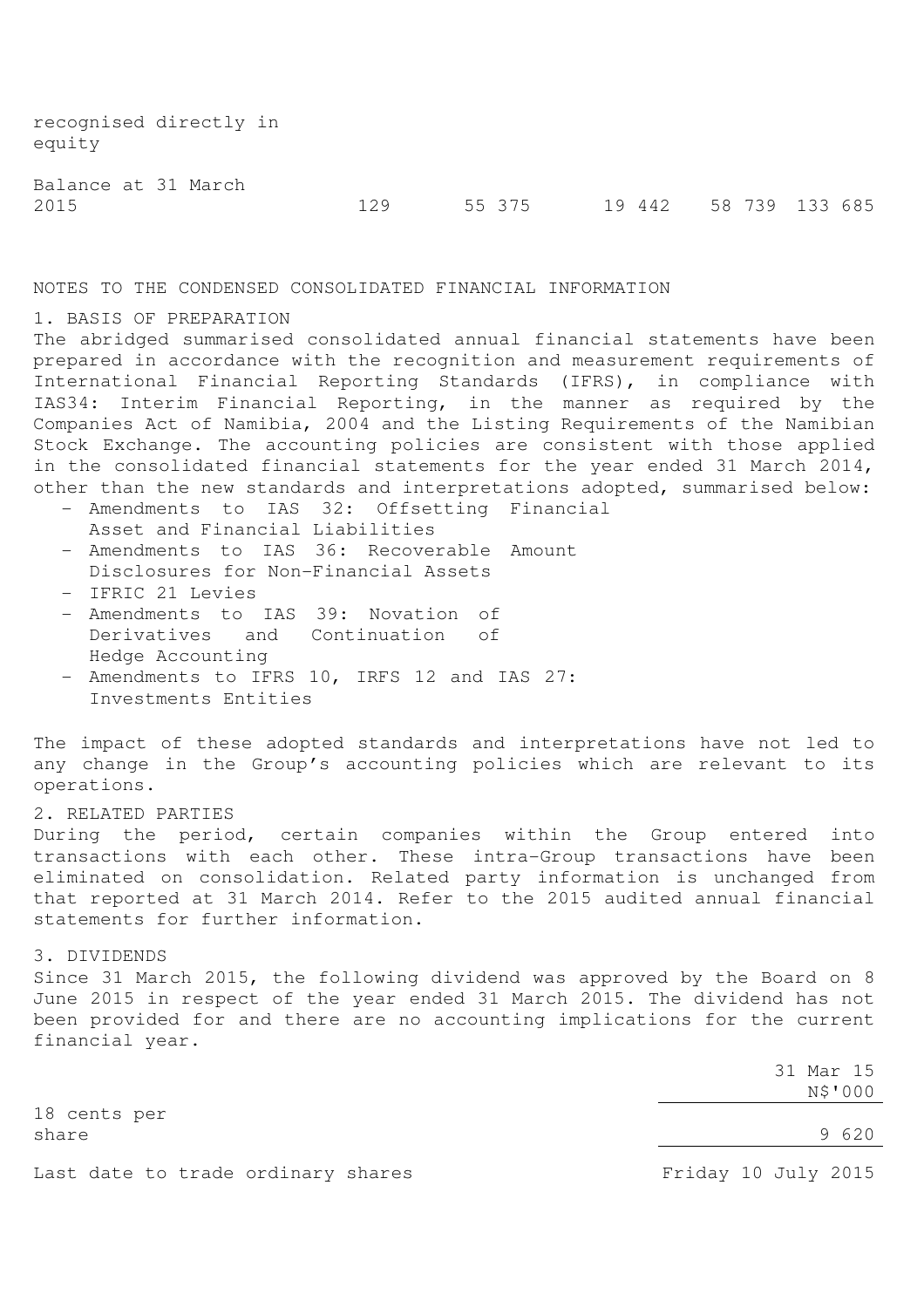| | | | | | |
|---|---|---|---|---|---|
| recognised directly in equity | | | | | |
| Balance at 31 March 2015 | 129 | 55 375 | 19 442 | 58 739 | 133 685 |

## NOTES TO THE CONDENSED CONSOLIDATED FINANCIAL INFORMATION

### 1. BASIS OF PREPARATION

The abridged summarised consolidated annual financial statements have been prepared in accordance with the recognition and measurement requirements of International Financial Reporting Standards (IFRS), in compliance with IAS34: Interim Financial Reporting, in the manner as required by the Companies Act of Namibia, 2004 and the Listing Requirements of the Namibian Stock Exchange. The accounting policies are consistent with those applied in the consolidated financial statements for the year ended 31 March 2014, other than the new standards and interpretations adopted, summarised below:

- Amendments to IAS 32: Offsetting Financial Asset and Financial Liabilities
- Amendments to IAS 36: Recoverable Amount Disclosures for Non-Financial Assets
- IFRIC 21 Levies
- Amendments to IAS 39: Novation of Derivatives and Continuation of Hedge Accounting
- Amendments to IFRS 10, IRFS 12 and IAS 27: Investments Entities

The impact of these adopted standards and interpretations have not led to any change in the Group's accounting policies which are relevant to its operations.

### 2. RELATED PARTIES

During the period, certain companies within the Group entered into transactions with each other. These intra-Group transactions have been eliminated on consolidation. Related party information is unchanged from that reported at 31 March 2014. Refer to the 2015 audited annual financial statements for further information.

### 3. DIVIDENDS

Since 31 March 2015, the following dividend was approved by the Board on 8 June 2015 in respect of the year ended 31 March 2015. The dividend has not been provided for and there are no accounting implications for the current financial year.

| | 31 Mar 15 N$'000 |
|---|---|
| 18 cents per share | 9 620 |
| Last date to trade ordinary shares | Friday 10 July 2015 |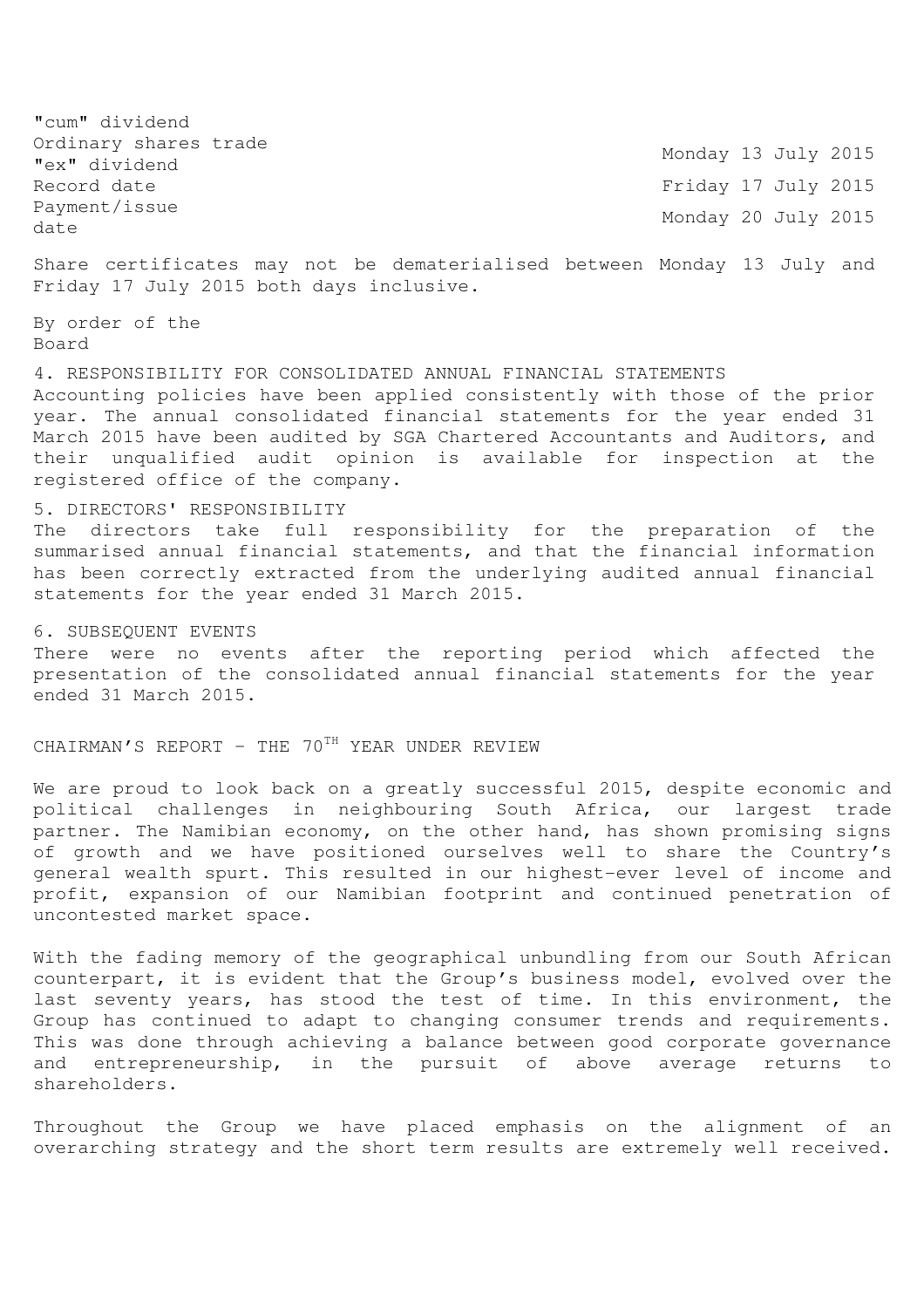| | |
|---|---|
| "cum" dividend | |
| Ordinary shares trade "ex" dividend | Monday 13 July 2015 |
| Record date | Friday 17 July 2015 |
| Payment/issue date | Monday 20 July 2015 |

Share certificates may not be dematerialised between Monday 13 July and Friday 17 July 2015 both days inclusive.

By order of the Board

4. RESPONSIBILITY FOR CONSOLIDATED ANNUAL FINANCIAL STATEMENTS

Accounting policies have been applied consistently with those of the prior year. The annual consolidated financial statements for the year ended 31 March 2015 have been audited by SGA Chartered Accountants and Auditors, and their unqualified audit opinion is available for inspection at the registered office of the company.

5. DIRECTORS' RESPONSIBILITY

The directors take full responsibility for the preparation of the summarised annual financial statements, and that the financial information has been correctly extracted from the underlying audited annual financial statements for the year ended 31 March 2015.

6. SUBSEQUENT EVENTS

There were no events after the reporting period which affected the presentation of the consolidated annual financial statements for the year ended 31 March 2015.

CHAIRMAN'S REPORT – THE 70TH YEAR UNDER REVIEW

We are proud to look back on a greatly successful 2015, despite economic and political challenges in neighbouring South Africa, our largest trade partner. The Namibian economy, on the other hand, has shown promising signs of growth and we have positioned ourselves well to share the Country's general wealth spurt. This resulted in our highest-ever level of income and profit, expansion of our Namibian footprint and continued penetration of uncontested market space.

With the fading memory of the geographical unbundling from our South African counterpart, it is evident that the Group's business model, evolved over the last seventy years, has stood the test of time. In this environment, the Group has continued to adapt to changing consumer trends and requirements. This was done through achieving a balance between good corporate governance and entrepreneurship, in the pursuit of above average returns to shareholders.

Throughout the Group we have placed emphasis on the alignment of an overarching strategy and the short term results are extremely well received.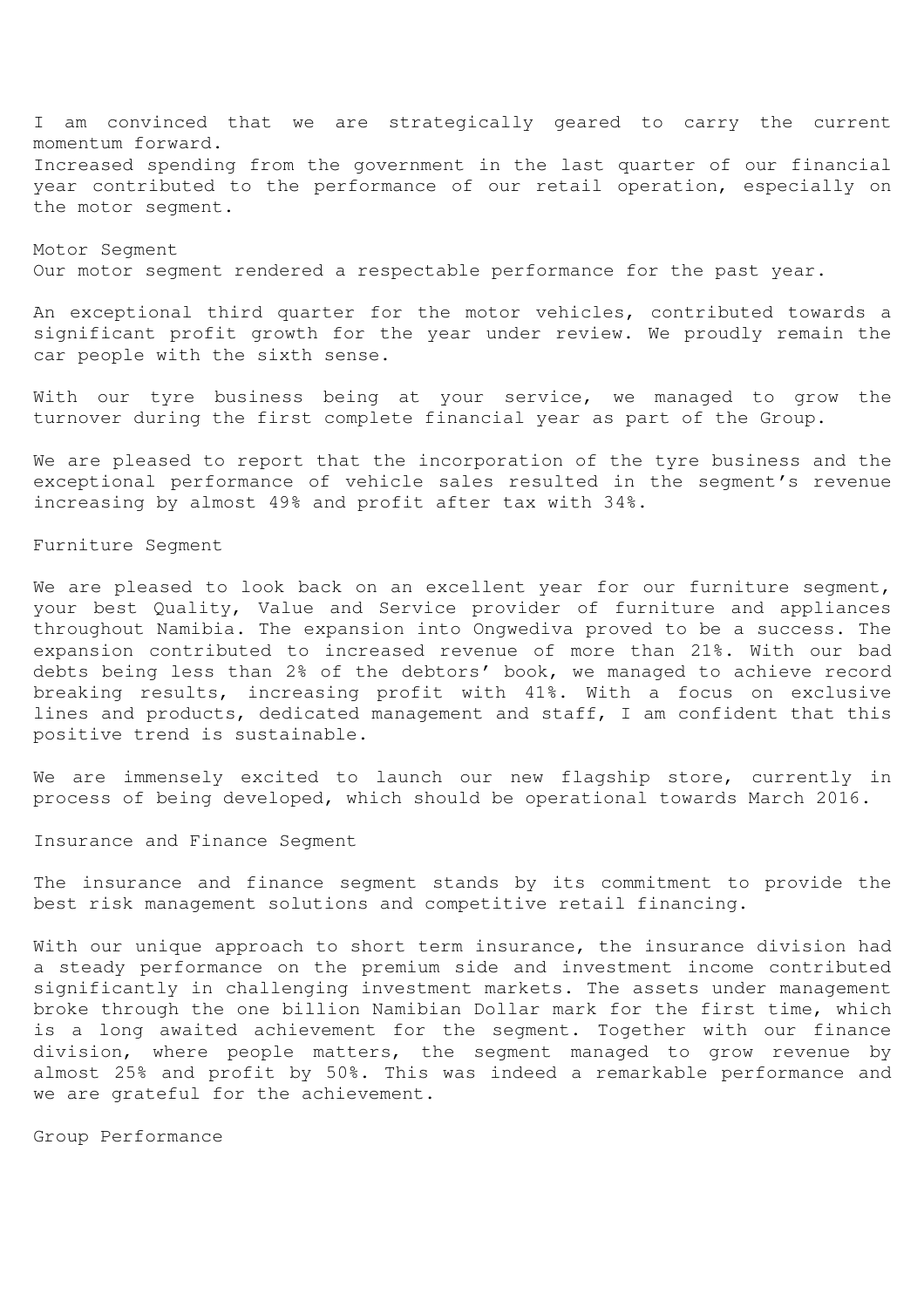I am convinced that we are strategically geared to carry the current momentum forward.
Increased spending from the government in the last quarter of our financial year contributed to the performance of our retail operation, especially on the motor segment.

## Motor Segment

Our motor segment rendered a respectable performance for the past year.

An exceptional third quarter for the motor vehicles, contributed towards a significant profit growth for the year under review. We proudly remain the car people with the sixth sense.

With our tyre business being at your service, we managed to grow the turnover during the first complete financial year as part of the Group.

We are pleased to report that the incorporation of the tyre business and the exceptional performance of vehicle sales resulted in the segment's revenue increasing by almost 49% and profit after tax with 34%.

## Furniture Segment

We are pleased to look back on an excellent year for our furniture segment, your best Quality, Value and Service provider of furniture and appliances throughout Namibia. The expansion into Ongwediva proved to be a success. The expansion contributed to increased revenue of more than 21%. With our bad debts being less than 2% of the debtors' book, we managed to achieve record breaking results, increasing profit with 41%. With a focus on exclusive lines and products, dedicated management and staff, I am confident that this positive trend is sustainable.

We are immensely excited to launch our new flagship store, currently in process of being developed, which should be operational towards March 2016.

## Insurance and Finance Segment

The insurance and finance segment stands by its commitment to provide the best risk management solutions and competitive retail financing.

With our unique approach to short term insurance, the insurance division had a steady performance on the premium side and investment income contributed significantly in challenging investment markets. The assets under management broke through the one billion Namibian Dollar mark for the first time, which is a long awaited achievement for the segment. Together with our finance division, where people matters, the segment managed to grow revenue by almost 25% and profit by 50%. This was indeed a remarkable performance and we are grateful for the achievement.

## Group Performance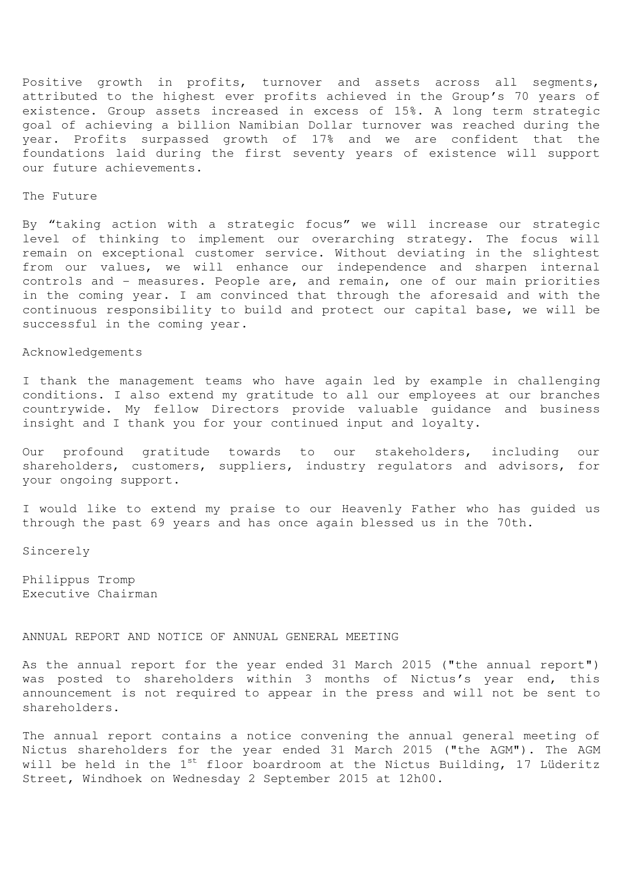Positive growth in profits, turnover and assets across all segments, attributed to the highest ever profits achieved in the Group's 70 years of existence. Group assets increased in excess of 15%. A long term strategic goal of achieving a billion Namibian Dollar turnover was reached during the year. Profits surpassed growth of 17% and we are confident that the foundations laid during the first seventy years of existence will support our future achievements.

## The Future

By "taking action with a strategic focus" we will increase our strategic level of thinking to implement our overarching strategy. The focus will remain on exceptional customer service. Without deviating in the slightest from our values, we will enhance our independence and sharpen internal controls and - measures. People are, and remain, one of our main priorities in the coming year. I am convinced that through the aforesaid and with the continuous responsibility to build and protect our capital base, we will be successful in the coming year.

## Acknowledgements

I thank the management teams who have again led by example in challenging conditions. I also extend my gratitude to all our employees at our branches countrywide. My fellow Directors provide valuable guidance and business insight and I thank you for your continued input and loyalty.

Our profound gratitude towards to our stakeholders, including our shareholders, customers, suppliers, industry regulators and advisors, for your ongoing support.

I would like to extend my praise to our Heavenly Father who has guided us through the past 69 years and has once again blessed us in the 70th.

Sincerely

Philippus Tromp
Executive Chairman

## ANNUAL REPORT AND NOTICE OF ANNUAL GENERAL MEETING

As the annual report for the year ended 31 March 2015 ("the annual report") was posted to shareholders within 3 months of Nictus's year end, this announcement is not required to appear in the press and will not be sent to shareholders.

The annual report contains a notice convening the annual general meeting of Nictus shareholders for the year ended 31 March 2015 ("the AGM"). The AGM will be held in the 1st floor boardroom at the Nictus Building, 17 Lüderitz Street, Windhoek on Wednesday 2 September 2015 at 12h00.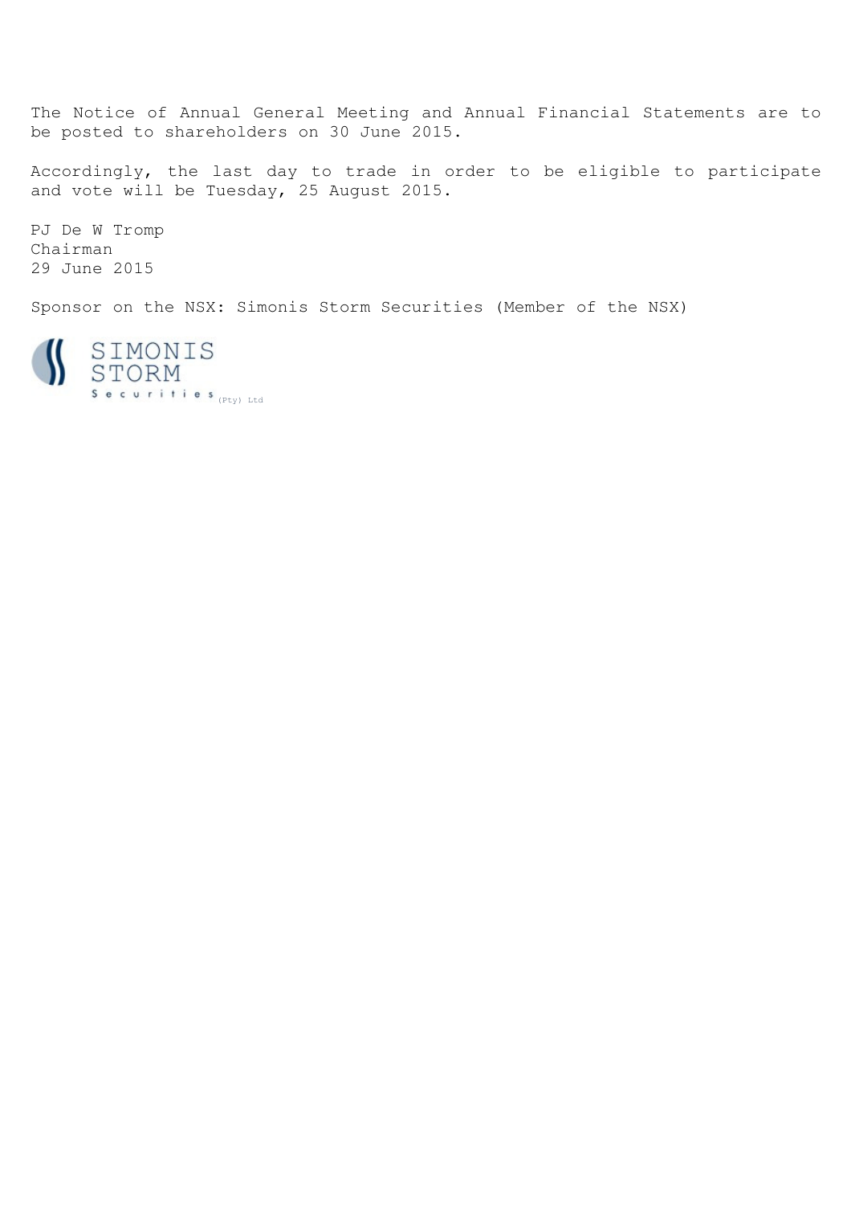The Notice of Annual General Meeting and Annual Financial Statements are to be posted to shareholders on 30 June 2015.

Accordingly, the last day to trade in order to be eligible to participate and vote will be Tuesday, 25 August 2015.

PJ De W Tromp
Chairman
29 June 2015

Sponsor on the NSX: Simonis Storm Securities (Member of the NSX)

SIMONIS STORM Securities (Pty) Ltd